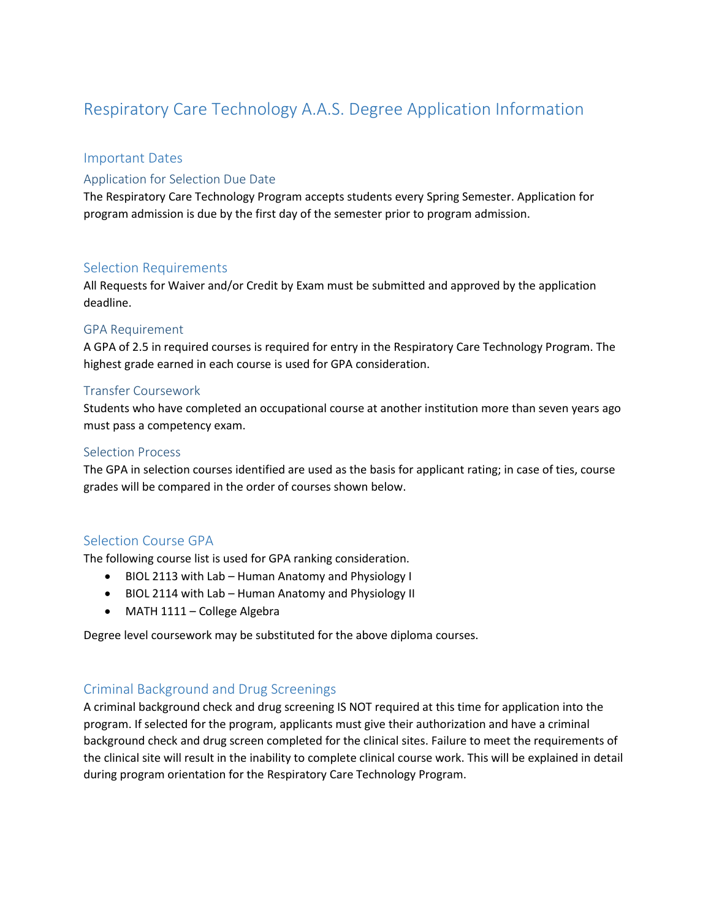# Respiratory Care Technology A.A.S. Degree Application Information

## Important Dates

### Application for Selection Due Date

The Respiratory Care Technology Program accepts students every Spring Semester. Application for program admission is due by the first day of the semester prior to program admission.

## Selection Requirements

All Requests for Waiver and/or Credit by Exam must be submitted and approved by the application deadline.

### GPA Requirement

A GPA of 2.5 in required courses is required for entry in the Respiratory Care Technology Program. The highest grade earned in each course is used for GPA consideration.

### Transfer Coursework

Students who have completed an occupational course at another institution more than seven years ago must pass a competency exam.

### Selection Process

The GPA in selection courses identified are used as the basis for applicant rating; in case of ties, course grades will be compared in the order of courses shown below.

## Selection Course GPA

The following course list is used for GPA ranking consideration.

- BIOL 2113 with Lab – Human Anatomy and Physiology I
- BIOL 2114 with Lab – Human Anatomy and Physiology II
- MATH 1111 – College Algebra

Degree level coursework may be substituted for the above diploma courses.

## Criminal Background and Drug Screenings

A criminal background check and drug screening IS NOT required at this time for application into the program. If selected for the program, applicants must give their authorization and have a criminal background check and drug screen completed for the clinical sites. Failure to meet the requirements of the clinical site will result in the inability to complete clinical course work. This will be explained in detail during program orientation for the Respiratory Care Technology Program.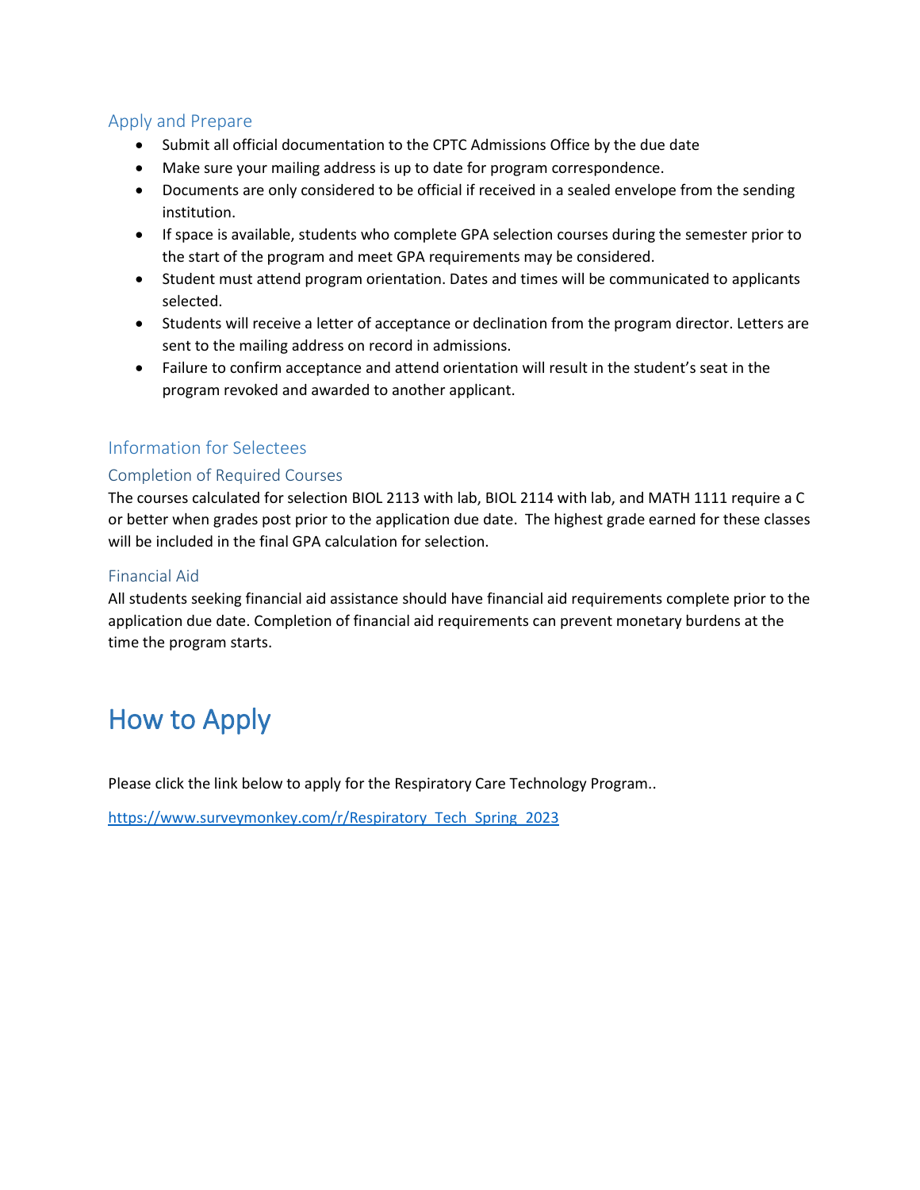## Apply and Prepare

- Submit all official documentation to the CPTC Admissions Office by the due date
- Make sure your mailing address is up to date for program correspondence.
- Documents are only considered to be official if received in a sealed envelope from the sending institution.
- If space is available, students who complete GPA selection courses during the semester prior to the start of the program and meet GPA requirements may be considered.
- Student must attend program orientation. Dates and times will be communicated to applicants selected.
- Students will receive a letter of acceptance or declination from the program director. Letters are sent to the mailing address on record in admissions.
- Failure to confirm acceptance and attend orientation will result in the student's seat in the program revoked and awarded to another applicant.

## Information for Selectees

### Completion of Required Courses

The courses calculated for selection BIOL 2113 with lab, BIOL 2114 with lab, and MATH 1111 require a C or better when grades post prior to the application due date. The highest grade earned for these classes will be included in the final GPA calculation for selection.

### Financial Aid

All students seeking financial aid assistance should have financial aid requirements complete prior to the application due date. Completion of financial aid requirements can prevent monetary burdens at the time the program starts.

# How to Apply

Please click the link below to apply for the Respiratory Care Technology Program..

https://www.surveymonkey.com/r/Respiratory_Tech_Spring_2023